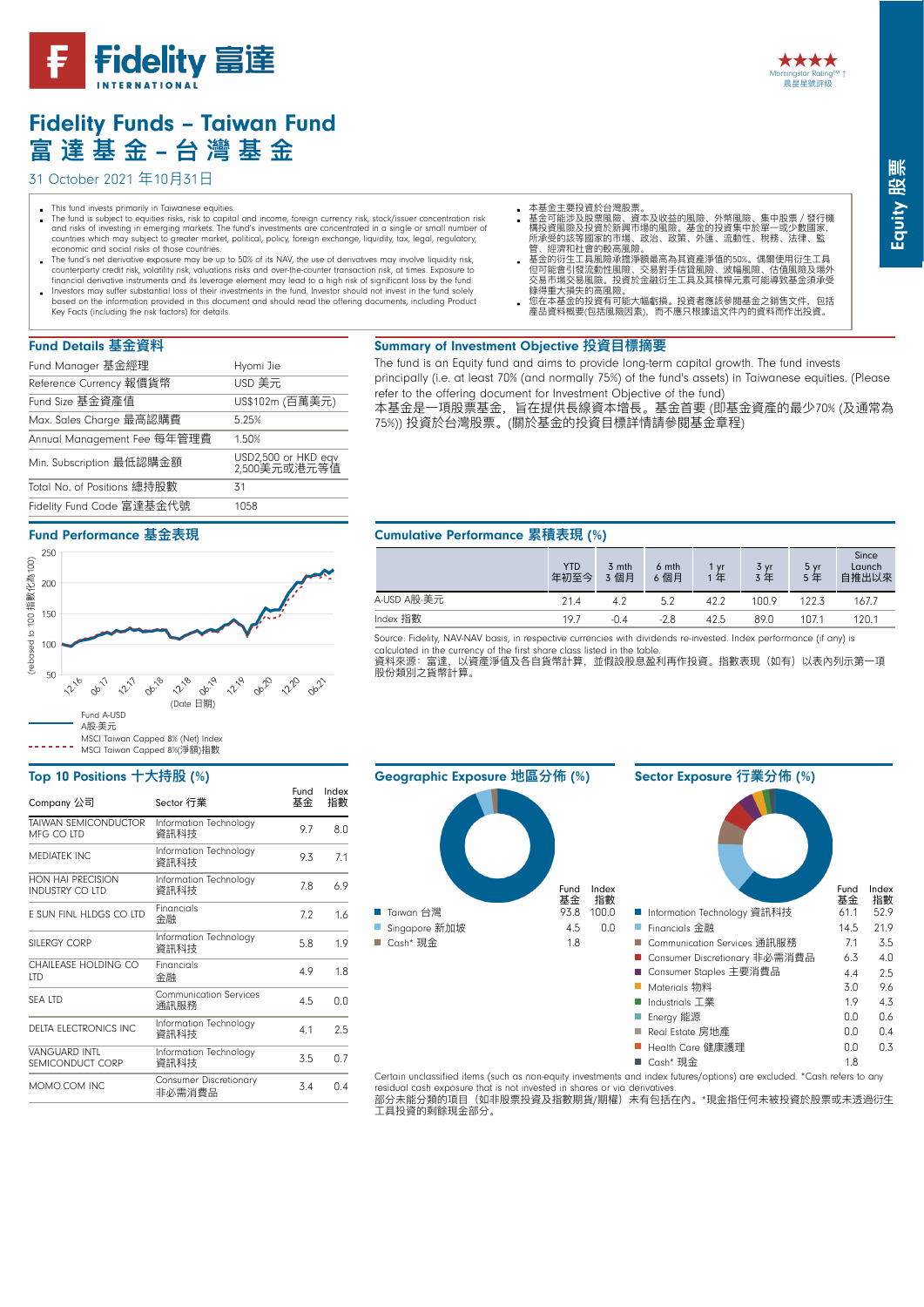# Fidelity Funds – Taiwan Fund
# 富達基金－台灣基金

31 October 2021 年10月31日

Morningstar Rating™ † ★★★★ 晨星星號評級

Equity 股票

- This fund invests primarily in Taiwanese equities.
- The fund is subject to equities risks, risk to capital and income, foreign currency risk, stock/issuer concentration risk and risks of investing in emerging markets. The fund's investments are concentrated in a single or small number of countries which may subject to greater market, political, policy, foreign exchange, liquidity, tax, legal, regulatory, economic and social risks of those countries.
- The fund's net derivative exposure may be up to 50% of its NAV, the use of derivatives may involve liquidity risk, counterparty credit risk, volatility risk, valuations risks and over-the-counter transaction risk, at times. Exposure to financial derivative instruments and its leverage element may lead to a high risk of significant loss by the fund.
- Investors may suffer substantial loss of their investments in the fund. Investor should not invest in the fund solely based on the information provided in this document and should read the offering documents, including Product Key Facts (including the risk factors) for details.

- 本基金主要投資於台灣股票。
- 基金可能涉及股票風險、資本及收益的風險、外幣風險、集中股票／發行機構投資風險及投資於新興市場的風險。基金的投資集中於單一或少數國家，所承受的該等國家的市場、政治、政策、外匯、流動性、稅務、法律、監管、經濟和社會的較高風險。
- 基金的衍生工具風險承擔淨額最高為其資產淨值的50%。偶爾使用衍生工具但可能會引發流動性風險、交易對手信貸風險、波幅風險、估值風險及場外交易市場交易風險。投資於金融衍生工具及其槓桿元素可能導致基金須承受錄得重大損失的高風險。
- 您在本基金的投資有可能大幅虧損。投資者應該參閱基金之銷售文件，包括產品資料概要(包括風險因素)，而不應只根據這文件內的資料而作出投資。

## Fund Details 基金資料

| | |
|---|---|
| Fund Manager 基金經理 | Hyomi Jie |
| Reference Currency 報價貨幣 | USD 美元 |
| Fund Size 基金資產值 | US$102m (百萬美元) |
| Max. Sales Charge 最高認購費 | 5.25% |
| Annual Management Fee 每年管理費 | 1.50% |
| Min. Subscription 最低認購金額 | USD2,500 or HKD eqv 2,500美元或港元等值 |
| Total No. of Positions 總持股數 | 31 |
| Fidelity Fund Code 富達基金代號 | 1058 |

## Summary of Investment Objective 投資目標摘要

The fund is an Equity fund and aims to provide long-term capital growth. The fund invests principally (i.e. at least 70% (and normally 75%) of the fund's assets) in Taiwanese equities. (Please refer to the offering document for Investment Objective of the fund)

本基金是一項股票基金，旨在提供長線資本增長。基金首要 (即基金資產的最少70% (及通常為75%)) 投資於台灣股票。(關於基金的投資目標詳情請參閱基金章程)

## Fund Performance 基金表現

(rebased to 100 指數化為100) — (Date 日期): 12.16 – 06.21

Fund A-USD A股-美元

MSCI Taiwan Capped 8% (Net) Index MSCI Taiwan Capped 8%(淨額)指數

## Cumulative Performance 累積表現 (%)

| | YTD 年初至今 | 3 mth 3 個月 | 6 mth 6 個月 | 1 yr 1 年 | 3 yr 3 年 | 5 yr 5 年 | Since Launch 自推出以來 |
|---|---|---|---|---|---|---|---|
| A-USD A股-美元 | 21.4 | 4.2 | 5.2 | 42.2 | 100.9 | 122.3 | 167.7 |
| Index 指數 | 19.7 | -0.4 | -2.8 | 42.5 | 89.0 | 107.1 | 120.1 |

Source: Fidelity, NAV-NAV basis, in respective currencies with dividends re-invested. Index performance (if any) is calculated in the currency of the first share class listed in the table.
資料來源：富達，以資產淨值及各自貨幣計算，並假設股息盈利再作投資。指數表現（如有）以表內列示第一項股份類別之貨幣計算。

## Top 10 Positions 十大持股 (%)

| Company 公司 | Sector 行業 | Fund 基金 | Index 指數 |
|---|---|---|---|
| TAIWAN SEMICONDUCTOR MFG CO LTD | Information Technology 資訊科技 | 9.7 | 8.0 |
| MEDIATEK INC | Information Technology 資訊科技 | 9.3 | 7.1 |
| HON HAI PRECISION INDUSTRY CO LTD | Information Technology 資訊科技 | 7.8 | 6.9 |
| E SUN FINL HLDGS CO LTD | Financials 金融 | 7.2 | 1.6 |
| SILERGY CORP | Information Technology 資訊科技 | 5.8 | 1.9 |
| CHAILEASE HOLDING CO LTD | Financials 金融 | 4.9 | 1.8 |
| SEA LTD | Communication Services 通訊服務 | 4.5 | 0.0 |
| DELTA ELECTRONICS INC | Information Technology 資訊科技 | 4.1 | 2.5 |
| VANGUARD INTL SEMICONDUCT CORP | Information Technology 資訊科技 | 3.5 | 0.7 |
| MOMO.COM INC | Consumer Discretionary 非必需消費品 | 3.4 | 0.4 |

## Geographic Exposure 地區分佈 (%)

| | Fund 基金 | Index 指數 |
|---|---|---|
| Taiwan 台灣 | 93.8 | 100.0 |
| Singapore 新加坡 | 4.5 | 0.0 |
| Cash* 現金 | 1.8 | |

## Sector Exposure 行業分佈 (%)

| | Fund 基金 | Index 指數 |
|---|---|---|
| Information Technology 資訊科技 | 61.1 | 52.9 |
| Financials 金融 | 14.5 | 21.9 |
| Communication Services 通訊服務 | 7.1 | 3.5 |
| Consumer Discretionary 非必需消費品 | 6.3 | 4.0 |
| Consumer Staples 主要消費品 | 4.4 | 2.5 |
| Materials 物料 | 3.0 | 9.6 |
| Industrials 工業 | 1.9 | 4.3 |
| Energy 能源 | 0.0 | 0.6 |
| Real Estate 房地產 | 0.0 | 0.4 |
| Health Care 健康護理 | 0.0 | 0.3 |
| Cash* 現金 | 1.8 | |

Certain unclassified items (such as non-equity investments and index futures/options) are excluded. *Cash refers to any residual cash exposure that is not invested in shares or via derivatives.
部分未能分類的項目（如非股票投資及指數期貨/期權）未有包括在內。*現金指任何未被投資於股票或未透過衍生工具投資的剩餘現金部分。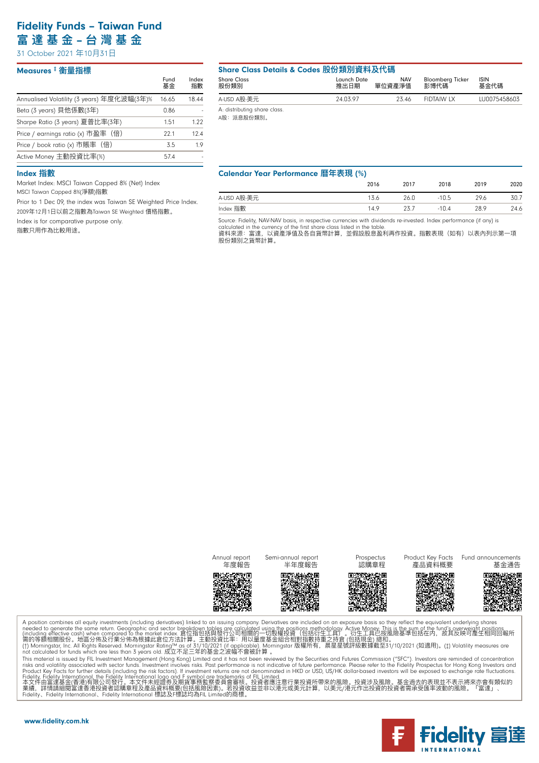# Fidelity Funds – Taiwan Fund
# 富達基金－台灣基金

31 October 2021 年10月31日

## Measures ‡ 衡量指標

| | Fund 基金 | Index 指數 |
|---|---|---|
| Annualised Volatility (3 years) 年度化波幅(3年)% | 16.65 | 18.44 |
| Beta (3 years) 貝他係數(3年) | 0.86 | - |
| Sharpe Ratio (3 years) 夏普比率(3年) | 1.51 | 1.22 |
| Price / earnings ratio (x) 市盈率（倍） | 22.1 | 12.4 |
| Price / book ratio (x) 市賬率（倍） | 3.5 | 1.9 |
| Active Money 主動投資比率(%) | 57.4 | - |

## Index 指數

Market Index: MSCI Taiwan Capped 8% (Net) Index
MSCI Taiwan Capped 8%(淨額)指數

Prior to 1 Dec 09, the index was Taiwan SE Weighted Price Index.
2009年12月1日以前之指數為Taiwan SE Weighted 價格指數。

Index is for comparative purpose only.
指數只用作為比較用途。

## Share Class Details & Codes 股份類別資料及代碼

| Share Class 股份類別 | Launch Date 推出日期 | NAV 單位資產淨值 | Bloomberg Ticker 彭博代碼 | ISIN 基金代碼 |
|---|---|---|---|---|
| A-USD A股-美元 | 24.03.97 | 23.46 | FIDTAIW LX | LU0075458603 |

A: distributing share class.
A股：派息股份類別。

## Calendar Year Performance 曆年表現 (%)

| | 2016 | 2017 | 2018 | 2019 | 2020 |
|---|---|---|---|---|---|
| A-USD A股-美元 | 13.6 | 26.0 | -10.5 | 29.6 | 30.7 |
| Index 指數 | 14.9 | 23.7 | -10.4 | 28.9 | 24.6 |

Source: Fidelity, NAV-NAV basis, in respective currencies with dividends re-invested. Index performance (if any) is calculated in the currency of the first share class listed in the table.
資料來源：富達，以資產淨值及各自貨幣計算，並假設股息盈利再作投資。指數表現（如有）以表內列示第一項股份類別之貨幣計算。

Annual report 年度報告

Semi-annual report 半年度報告

Prospectus 認購章程

Product Key Facts 產品資料概要

Fund announcements 基金通告

A position combines all equity investments (including derivatives) linked to an issuing company. Derivatives are included on an exposure basis so they reflect the equivalent underlying shares needed to generate the same return. Geographic and sector breakdown tables are calculated using the positions methodology. Active Money: This is the sum of the fund's overweight positions (including effective cash) when compared to the market index. 倉位指包括與發行公司相關的一切股權投資（包括衍生工具）。衍生工具已按風險基準包括在內，故其反映可產生相同回報所需的等額相關股份。地區分佈及行業分佈為根據此倉位方法計算。主動投資比率：用以量度基金組合相對指數持重之持倉 (包括現金) 總和。
(†) Morningstar, Inc. All Rights Reserved. Morningstar Rating™ as of 31/10/2021 (if applicable). Morningstar 版權所有，晨星星號評級數據截至31/10/2021 (如適用)。(‡) Volatility measures are not calculated for funds which are less than 3 years old. 成立不足三年的基金之波幅不會被計算 。

This material is issued by FIL Investment Management (Hong Kong) Limited and it has not been reviewed by the Securities and Futures Commission ("SFC"). Investors are reminded of concentration risks and volatility associated with sector funds. Investment involves risks. Past performance is not indicative of future performance. Please refer to the Fidelity Prospectus for Hong Kong Investors and Product Key Facts for further details (including the risk factors). If investment returns are not denominated in HKD or USD, US/HK dollar-based investors will be exposed to exchange rate fluctuations. Fidelity, Fidelity International, the Fidelity International logo and F symbol are trademarks of FIL Limited.
本文件由富達基金(香港)有限公司發行。本文件未經證券及期貨事務監察委員會審核。投資者應注意行業投資所帶來的風險。投資涉及風險。基金過去的表現並不表示將來亦會有類似的業績。詳情請細閱富達香港投資者認購章程及產品資料概要(包括風險因素)。若投資收益並非以港元或美元計算，以美元/港元作出投資的投資者需承受匯率波動的風險。「富達」、Fidelity、Fidelity International、Fidelity International 標誌及F標誌均為FIL Limited的商標。

www.fidelity.com.hk

Fidelity 富達 INTERNATIONAL